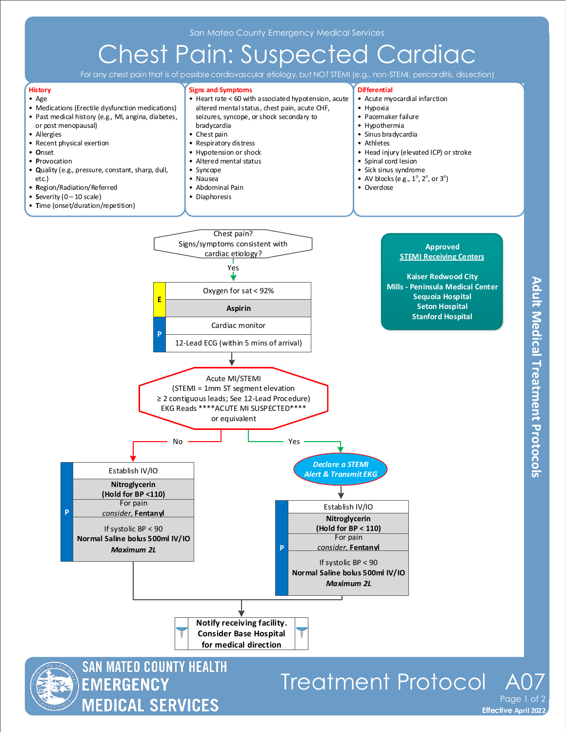San Mateo County Emergency Medical Services

# Chest Pain: Suspected Cardiac

For any chest pain that is of possible cardiovascular etiology, but NOT STEMI (e.g., non-STEMI, pericarditis, dissection)

### History

- Age
- Medications (Erectile dysfunction medications)
- Past medical history (e.g., MI, angina, diabetes, or post menopausal)
- Allergies
- Recent physical exertion
- **O**nset
- **P**rovocation
- **Q**uality (e.g., pressure, constant, sharp, dull, etc.)
- **R**egion/Radiation/Referred
- **S**everity (0 – 10 scale)
- **T**ime (onset/duration/repetition)

### Signs and Symptoms

- Heart rate < 60 with associated hypotension, acute altered mental status, chest pain, acute CHF, seizures, syncope, or shock secondary to bradycardia
- Chest pain
- Respiratory distress
- Hypotension or shock
- Altered mental status
- Syncope
- Nausea
- Abdominal Pain
- Diaphoresis

### Differential

- Acute myocardial infarction
- Hypoxia
- Pacemaker failure
- Hypothermia
- Sinus bradycardia
- Athletes
- Head injury (elevated ICP) or stroke
- Spinal cord lesion
- Sick sinus syndrome
- AV blocks (e.g., 1°, 2°, or 3°)
- Overdose

---

**Chest pain? Signs/symptoms consistent with cardiac etiology?**

Yes →

**E**
- Oxygen for sat < 92%
- **Aspirin**

**P**
- Cardiac monitor
- 12-Lead ECG (within 5 mins of arrival)

↓

**Acute MI/STEMI**
(STEMI = 1mm ST segment elevation ≥ 2 contiguous leads; See 12-Lead Procedure)
EKG Reads \*\*\*\*ACUTE MI SUSPECTED\*\*\*\* or equivalent

**No →**

**P**
- Establish IV/IO
- **Nitroglycerin (Hold for BP <110)**
- For pain *consider*, **Fentanyl**
- If systolic BP < 90 **Normal Saline bolus 500ml IV/IO** ***Maximum 2L***

**Yes →**

***Declare a STEMI Alert & Transmit EKG***

**P**
- Establish IV/IO
- **Nitroglycerin (Hold for BP < 110)**
- For pain *consider*, **Fentanyl**
- If systolic BP < 90 **Normal Saline bolus 500ml IV/IO** ***Maximum 2L***

↓

**Notify receiving facility. Consider Base Hospital for medical direction**

---

**Approved STEMI Receiving Centers**

- **Kaiser Redwood City**
- **Mills - Peninsula Medical Center**
- **Sequoia Hospital**
- **Seton Hospital**
- **Stanford Hospital**

Adult Medical Treatment Protocols

SAN MATEO COUNTY HEALTH EMERGENCY MEDICAL SERVICES

Treatment Protocol A07

Effective April 2022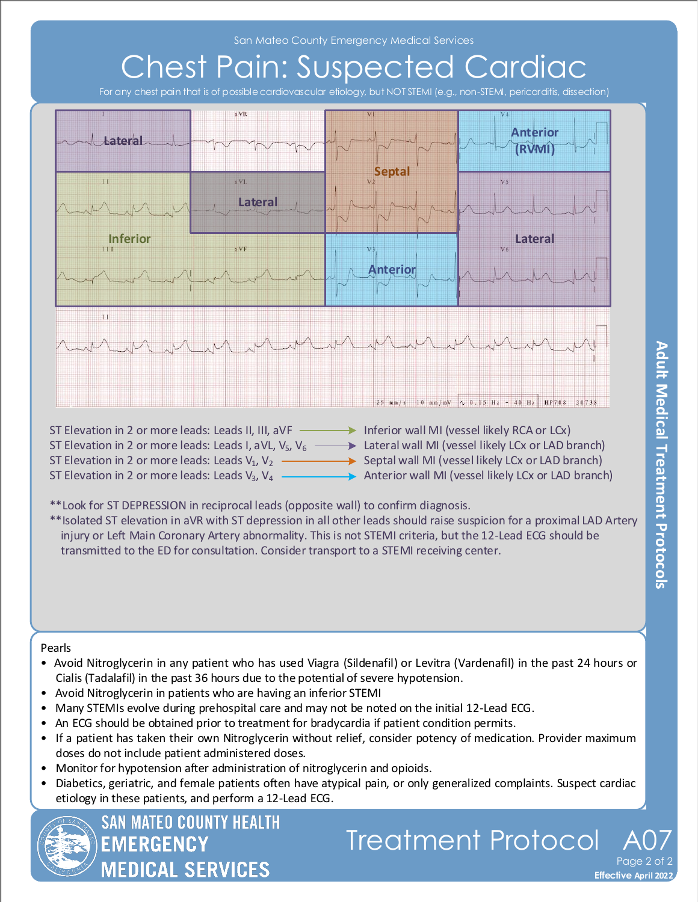San Mateo County Emergency Medical Services

# Chest Pain: Suspected Cardiac

For any chest pain that is of possible cardiovascular etiology, but NOT STEMI (e.g., non-STEMI, pericarditis, dissection)

I
aVR
V1
V4
Lateral
Septal
Anterior (RVMI)
II
aVL
V2
V5
Lateral
Inferior
Lateral
III
aVF
V3
V6
Anterior
II
25 mm/s 10 mm/mV 0.15 Hz - 40 Hz HP708 30738

ST Elevation in 2 or more leads: Leads II, III, aVF → Inferior wall MI (vessel likely RCA or LCx)
ST Elevation in 2 or more leads: Leads I, aVL, $V_5$, $V_6$ → Lateral wall MI (vessel likely LCx or LAD branch)
ST Elevation in 2 or more leads: Leads $V_1$, $V_2$ → Septal wall MI (vessel likely LCx or LAD branch)
ST Elevation in 2 or more leads: Leads $V_3$, $V_4$ → Anterior wall MI (vessel likely LCx or LAD branch)

**Look for ST DEPRESSION in reciprocal leads (opposite wall) to confirm diagnosis.
**Isolated ST elevation in aVR with ST depression in all other leads should raise suspicion for a proximal LAD Artery injury or Left Main Coronary Artery abnormality. This is not STEMI criteria, but the 12-Lead ECG should be transmitted to the ED for consultation. Consider transport to a STEMI receiving center.

Pearls

- Avoid Nitroglycerin in any patient who has used Viagra (Sildenafil) or Levitra (Vardenafil) in the past 24 hours or Cialis (Tadalafil) in the past 36 hours due to the potential of severe hypotension.
- Avoid Nitroglycerin in patients who are having an inferior STEMI
- Many STEMIs evolve during prehospital care and may not be noted on the initial 12-Lead ECG.
- An ECG should be obtained prior to treatment for bradycardia if patient condition permits.
- If a patient has taken their own Nitroglycerin without relief, consider potency of medication. Provider maximum doses do not include patient administered doses.
- Monitor for hypotension after administration of nitroglycerin and opioids.
- Diabetics, geriatric, and female patients often have atypical pain, or only generalized complaints. Suspect cardiac etiology in these patients, and perform a 12-Lead ECG.

Adult Medical Treatment Protocols

SAN MATEO COUNTY HEALTH EMERGENCY MEDICAL SERVICES

Treatment Protocol A07

Effective April 2022